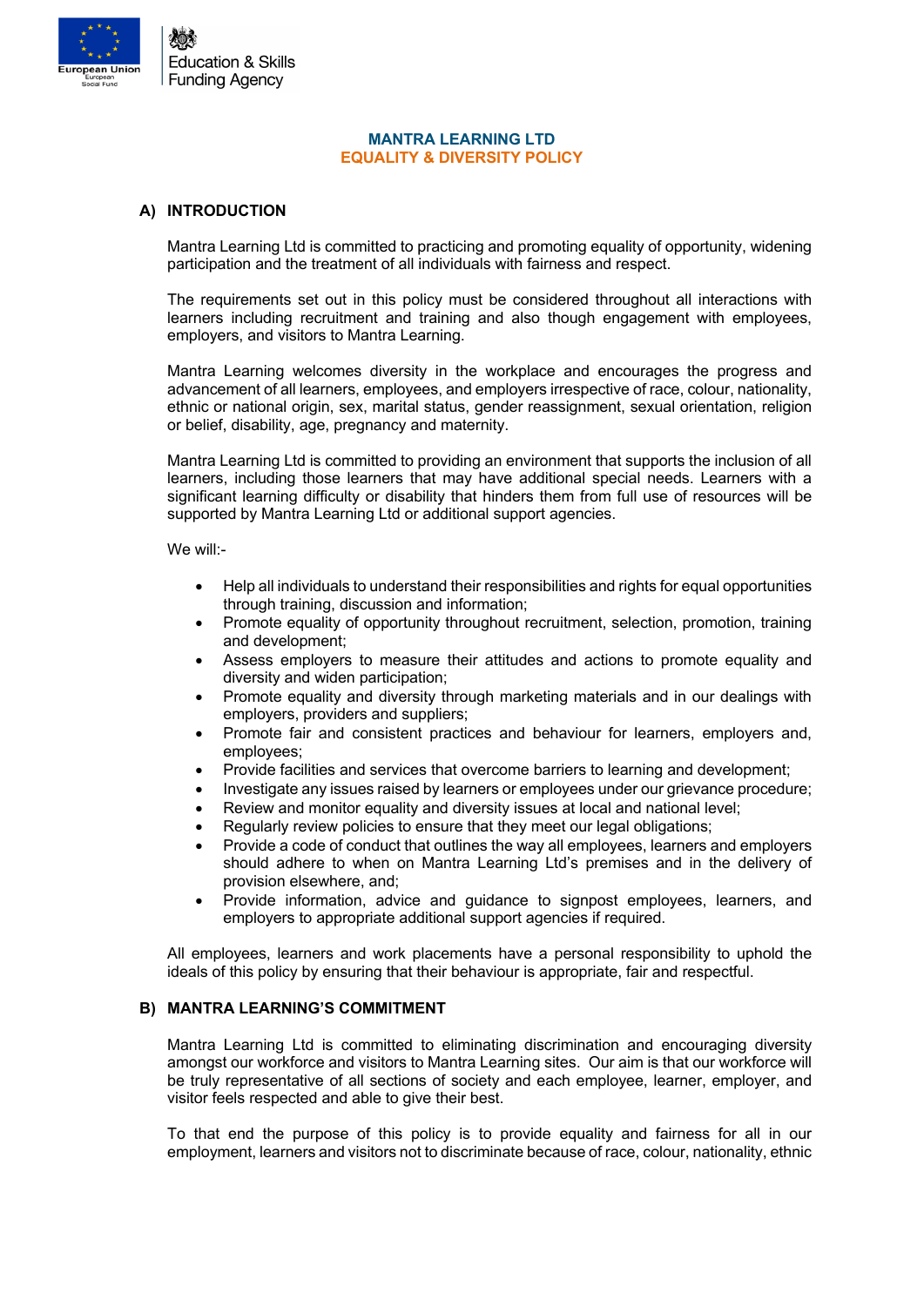# MANTRA LEARNING LTD
## EQUALITY & DIVERSITY POLICY

### A) INTRODUCTION

Mantra Learning Ltd is committed to practicing and promoting equality of opportunity, widening participation and the treatment of all individuals with fairness and respect.

The requirements set out in this policy must be considered throughout all interactions with learners including recruitment and training and also though engagement with employees, employers, and visitors to Mantra Learning.

Mantra Learning welcomes diversity in the workplace and encourages the progress and advancement of all learners, employees, and employers irrespective of race, colour, nationality, ethnic or national origin, sex, marital status, gender reassignment, sexual orientation, religion or belief, disability, age, pregnancy and maternity.

Mantra Learning Ltd is committed to providing an environment that supports the inclusion of all learners, including those learners that may have additional special needs. Learners with a significant learning difficulty or disability that hinders them from full use of resources will be supported by Mantra Learning Ltd or additional support agencies.

We will:-

- Help all individuals to understand their responsibilities and rights for equal opportunities through training, discussion and information;
- Promote equality of opportunity throughout recruitment, selection, promotion, training and development;
- Assess employers to measure their attitudes and actions to promote equality and diversity and widen participation;
- Promote equality and diversity through marketing materials and in our dealings with employers, providers and suppliers;
- Promote fair and consistent practices and behaviour for learners, employers and, employees;
- Provide facilities and services that overcome barriers to learning and development;
- Investigate any issues raised by learners or employees under our grievance procedure;
- Review and monitor equality and diversity issues at local and national level;
- Regularly review policies to ensure that they meet our legal obligations;
- Provide a code of conduct that outlines the way all employees, learners and employers should adhere to when on Mantra Learning Ltd's premises and in the delivery of provision elsewhere, and;
- Provide information, advice and guidance to signpost employees, learners, and employers to appropriate additional support agencies if required.

All employees, learners and work placements have a personal responsibility to uphold the ideals of this policy by ensuring that their behaviour is appropriate, fair and respectful.

### B) MANTRA LEARNING'S COMMITMENT

Mantra Learning Ltd is committed to eliminating discrimination and encouraging diversity amongst our workforce and visitors to Mantra Learning sites. Our aim is that our workforce will be truly representative of all sections of society and each employee, learner, employer, and visitor feels respected and able to give their best.

To that end the purpose of this policy is to provide equality and fairness for all in our employment, learners and visitors not to discriminate because of race, colour, nationality, ethnic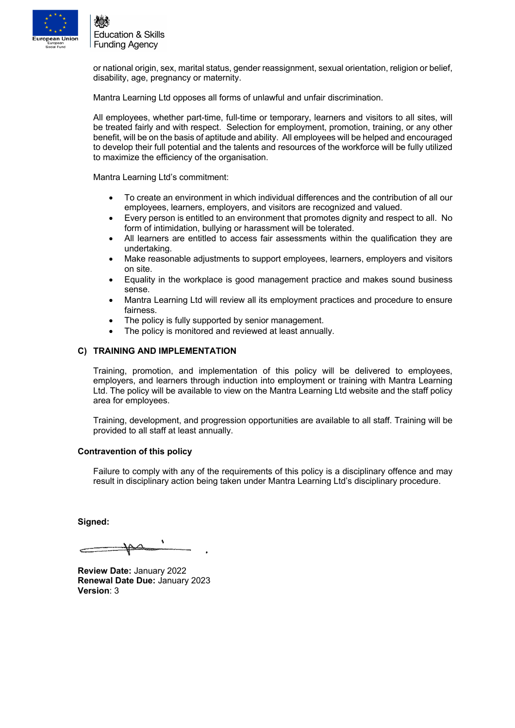or national origin, sex, marital status, gender reassignment, sexual orientation, religion or belief, disability, age, pregnancy or maternity.

Mantra Learning Ltd opposes all forms of unlawful and unfair discrimination.

All employees, whether part-time, full-time or temporary, learners and visitors to all sites, will be treated fairly and with respect. Selection for employment, promotion, training, or any other benefit, will be on the basis of aptitude and ability. All employees will be helped and encouraged to develop their full potential and the talents and resources of the workforce will be fully utilized to maximize the efficiency of the organisation.

Mantra Learning Ltd's commitment:

- To create an environment in which individual differences and the contribution of all our employees, learners, employers, and visitors are recognized and valued.
- Every person is entitled to an environment that promotes dignity and respect to all. No form of intimidation, bullying or harassment will be tolerated.
- All learners are entitled to access fair assessments within the qualification they are undertaking.
- Make reasonable adjustments to support employees, learners, employers and visitors on site.
- Equality in the workplace is good management practice and makes sound business sense.
- Mantra Learning Ltd will review all its employment practices and procedure to ensure fairness.
- The policy is fully supported by senior management.
- The policy is monitored and reviewed at least annually.

## C) TRAINING AND IMPLEMENTATION

Training, promotion, and implementation of this policy will be delivered to employees, employers, and learners through induction into employment or training with Mantra Learning Ltd. The policy will be available to view on the Mantra Learning Ltd website and the staff policy area for employees.

Training, development, and progression opportunities are available to all staff. Training will be provided to all staff at least annually.

### Contravention of this policy

Failure to comply with any of the requirements of this policy is a disciplinary offence and may result in disciplinary action being taken under Mantra Learning Ltd's disciplinary procedure.

**Signed:**

**Review Date:** January 2022
**Renewal Date Due:** January 2023
**Version**: 3